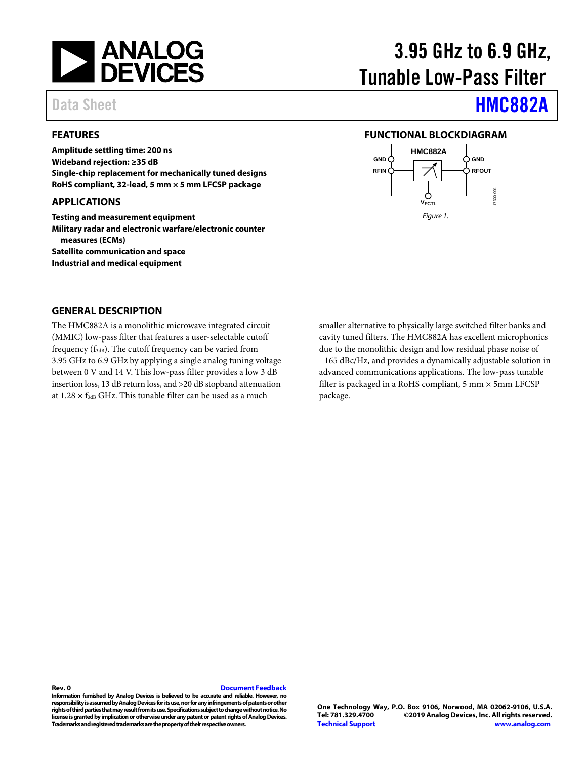# 3.95 GHz to 6.9 GHz, Tunable Low-Pass Filter

Data Sheet **HMC882A**

## FEATURES

**Amplitude settling time: 200 ns**
**Wideband rejection: ≥35 dB**
**Single-chip replacement for mechanically tuned designs**
**RoHS compliant, 32-lead, 5 mm × 5 mm LFCSP package**

## APPLICATIONS

**Testing and measurement equipment**
**Military radar and electronic warfare/electronic counter measures (ECMs)**
**Satellite communication and space**
**Industrial and medical equipment**

## FUNCTIONAL BLOCKDIAGRAM

HMC882A

GND, RFIN, GND, RFOUT, $V_{FCTL}$

*Figure 1.*

## GENERAL DESCRIPTION

The HMC882A is a monolithic microwave integrated circuit (MMIC) low-pass filter that features a user-selectable cutoff frequency ($f_{3dB}$). The cutoff frequency can be varied from 3.95 GHz to 6.9 GHz by applying a single analog tuning voltage between 0 V and 14 V. This low-pass filter provides a low 3 dB insertion loss, 13 dB return loss, and >20 dB stopband attenuation at 1.28 × $f_{3dB}$ GHz. This tunable filter can be used as a much smaller alternative to physically large switched filter banks and cavity tuned filters. The HMC882A has excellent microphonics due to the monolithic design and low residual phase noise of −165 dBc/Hz, and provides a dynamically adjustable solution in advanced communications applications. The low-pass tunable filter is packaged in a RoHS compliant, 5 mm × 5mm LFCSP package.

**Rev. 0** **Document Feedback**

**Information furnished by Analog Devices is believed to be accurate and reliable. However, no responsibility is assumed by Analog Devices for its use, nor for any infringements of patents or other rights of third parties that may result from its use. Specifications subject to change without notice. No license is granted by implication or otherwise under any patent or patent rights of Analog Devices. Trademarks and registered trademarks are the property of their respective owners.**

**One Technology Way, P.O. Box 9106, Norwood, MA 02062-9106, U.S.A.**
**Tel: 781.329.4700 ©2019 Analog Devices, Inc. All rights reserved.**
**Technical Support www.analog.com**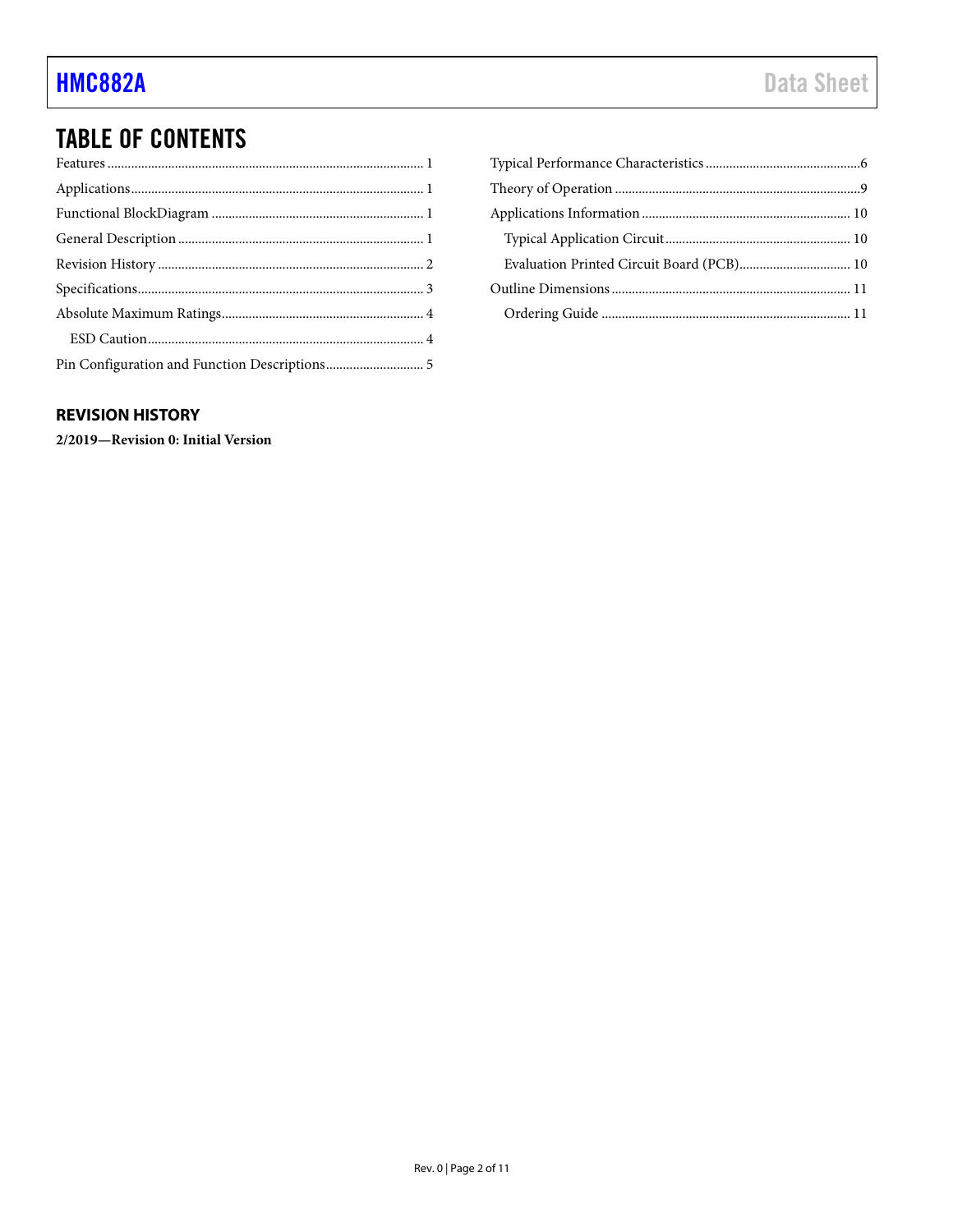# TABLE OF CONTENTS

Features ........ 1
Applications ........ 1
Functional BlockDiagram ........ 1
General Description ........ 1
Revision History ........ 2
Specifications ........ 3
Absolute Maximum Ratings ........ 4
  ESD Caution ........ 4
Pin Configuration and Function Descriptions ........ 5
Typical Performance Characteristics ........ 6
Theory of Operation ........ 9
Applications Information ........ 10
  Typical Application Circuit ........ 10
  Evaluation Printed Circuit Board (PCB) ........ 10
Outline Dimensions ........ 11
  Ordering Guide ........ 11

## REVISION HISTORY

**2/2019—Revision 0: Initial Version**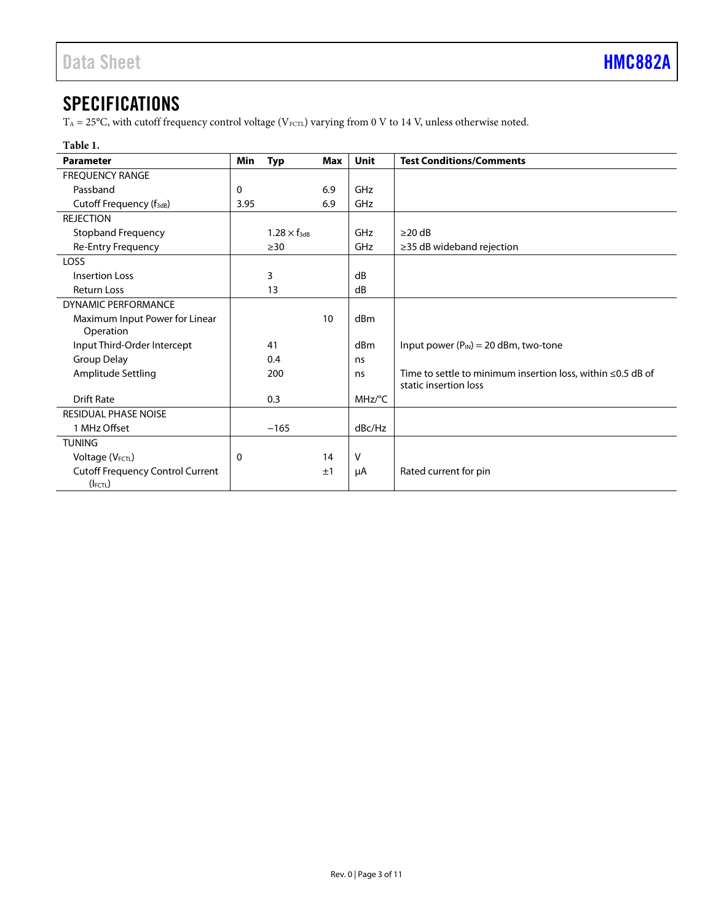# SPECIFICATIONS

$T_A$ = 25°C, with cutoff frequency control voltage ($V_{FCTL}$) varying from 0 V to 14 V, unless otherwise noted.

**Table 1.**

| Parameter | Min | Typ | Max | Unit | Test Conditions/Comments |
|---|---|---|---|---|---|
| FREQUENCY RANGE | | | | | |
| Passband | 0 | | 6.9 | GHz | |
| Cutoff Frequency ($f_{3dB}$) | 3.95 | | 6.9 | GHz | |
| REJECTION | | | | | |
| Stopband Frequency | | $1.28 \times f_{3dB}$ | | GHz | ≥20 dB |
| Re-Entry Frequency | | ≥30 | | GHz | ≥35 dB wideband rejection |
| LOSS | | | | | |
| Insertion Loss | | 3 | | dB | |
| Return Loss | | 13 | | dB | |
| DYNAMIC PERFORMANCE | | | | | |
| Maximum Input Power for Linear Operation | | | 10 | dBm | |
| Input Third-Order Intercept | | 41 | | dBm | Input power ($P_{IN}$) = 20 dBm, two-tone |
| Group Delay | | 0.4 | | ns | |
| Amplitude Settling | | 200 | | ns | Time to settle to minimum insertion loss, within ≤0.5 dB of static insertion loss |
| Drift Rate | | 0.3 | | MHz/°C | |
| RESIDUAL PHASE NOISE | | | | | |
| 1 MHz Offset | | −165 | | dBc/Hz | |
| TUNING | | | | | |
| Voltage ($V_{FCTL}$) | 0 | | 14 | V | |
| Cutoff Frequency Control Current ($I_{FCTL}$) | | | ±1 | μA | Rated current for pin |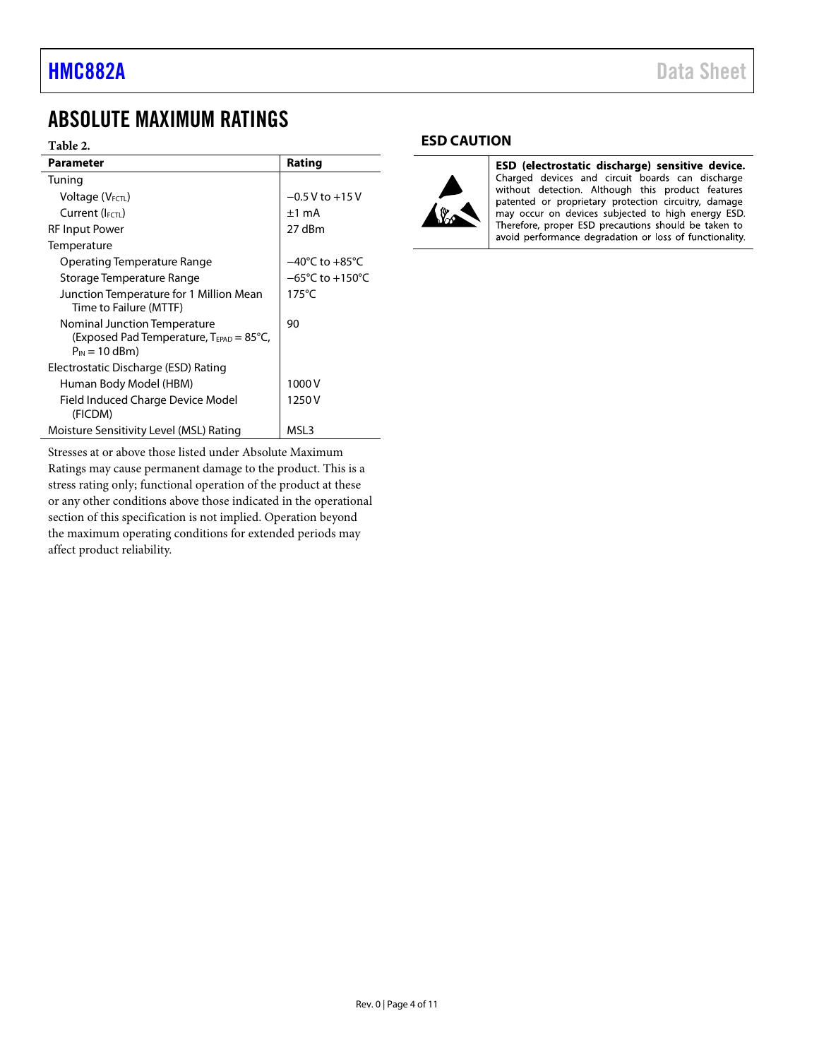## ABSOLUTE MAXIMUM RATINGS

**Table 2.**

| Parameter | Rating |
|---|---|
| Tuning | |
| Voltage ($V_{FCTL}$) | −0.5 V to +15 V |
| Current ($I_{FCTL}$) | ±1 mA |
| RF Input Power | 27 dBm |
| Temperature | |
| Operating Temperature Range | −40°C to +85°C |
| Storage Temperature Range | −65°C to +150°C |
| Junction Temperature for 1 Million Mean Time to Failure (MTTF) | 175°C |
| Nominal Junction Temperature (Exposed Pad Temperature, $T_{EPAD}$ = 85°C, $P_{IN}$ = 10 dBm) | 90 |
| Electrostatic Discharge (ESD) Rating | |
| Human Body Model (HBM) | 1000 V |
| Field Induced Charge Device Model (FICDM) | 1250 V |
| Moisture Sensitivity Level (MSL) Rating | MSL3 |

Stresses at or above those listed under Absolute Maximum Ratings may cause permanent damage to the product. This is a stress rating only; functional operation of the product at these or any other conditions above those indicated in the operational section of this specification is not implied. Operation beyond the maximum operating conditions for extended periods may affect product reliability.

## ESD CAUTION

**ESD (electrostatic discharge) sensitive device.** Charged devices and circuit boards can discharge without detection. Although this product features patented or proprietary protection circuitry, damage may occur on devices subjected to high energy ESD. Therefore, proper ESD precautions should be taken to avoid performance degradation or loss of functionality.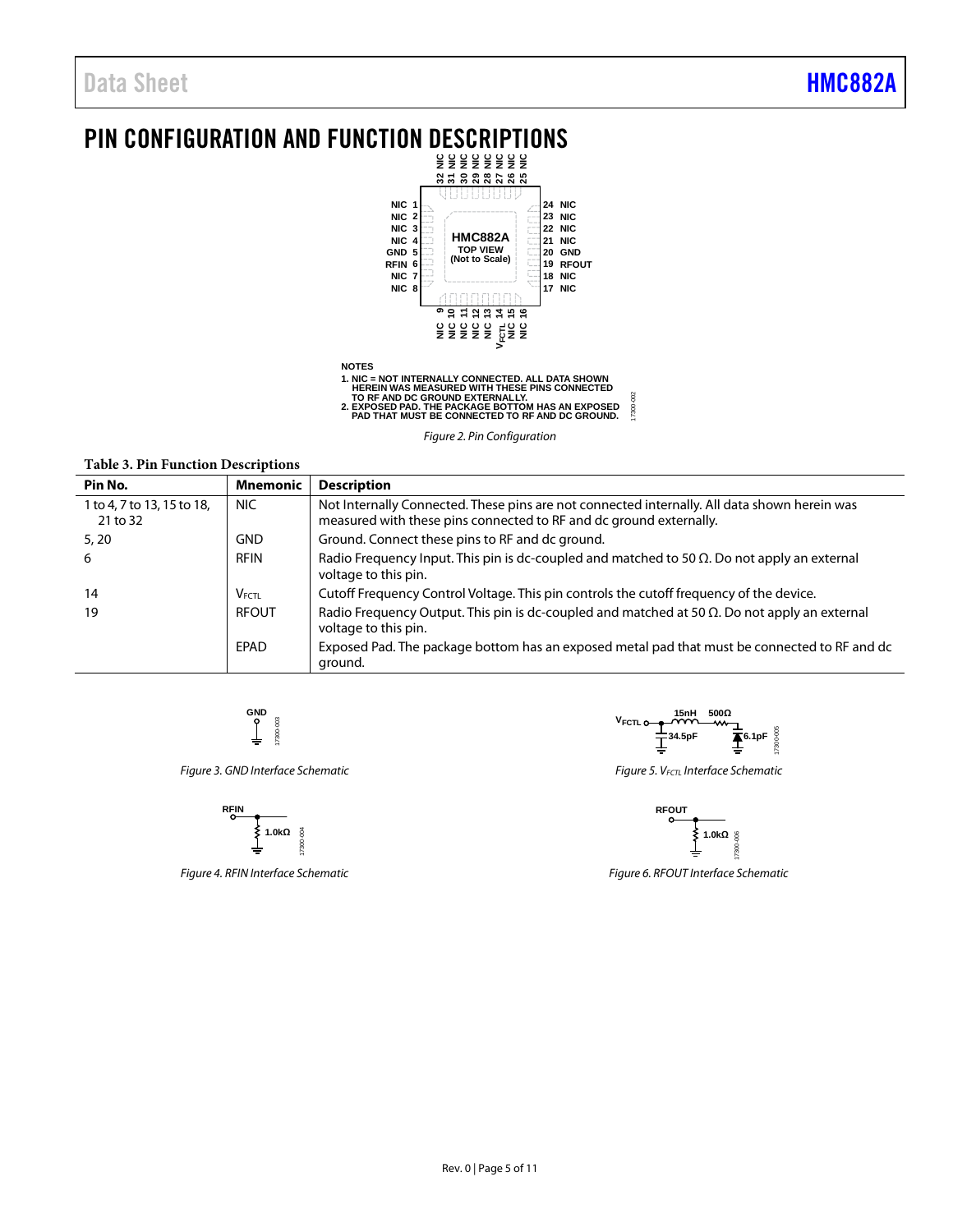# PIN CONFIGURATION AND FUNCTION DESCRIPTIONS

NOTES
1. NIC = NOT INTERNALLY CONNECTED. ALL DATA SHOWN HEREIN WAS MEASURED WITH THESE PINS CONNECTED TO RF AND DC GROUND EXTERNALLY.
2. EXPOSED PAD. THE PACKAGE BOTTOM HAS AN EXPOSED PAD THAT MUST BE CONNECTED TO RF AND DC GROUND.

*Figure 2. Pin Configuration*

**Table 3. Pin Function Descriptions**

| Pin No. | Mnemonic | Description |
|---|---|---|
| 1 to 4, 7 to 13, 15 to 18, 21 to 32 | NIC | Not Internally Connected. These pins are not connected internally. All data shown herein was measured with these pins connected to RF and dc ground externally. |
| 5, 20 | GND | Ground. Connect these pins to RF and dc ground. |
| 6 | RFIN | Radio Frequency Input. This pin is dc-coupled and matched to 50 Ω. Do not apply an external voltage to this pin. |
| 14 | $V_{FCTL}$ | Cutoff Frequency Control Voltage. This pin controls the cutoff frequency of the device. |
| 19 | RFOUT | Radio Frequency Output. This pin is dc-coupled and matched at 50 Ω. Do not apply an external voltage to this pin. |
| | EPAD | Exposed Pad. The package bottom has an exposed metal pad that must be connected to RF and dc ground. |

*Figure 3. GND Interface Schematic*

*Figure 4. RFIN Interface Schematic*

*Figure 5. $V_{FCTL}$ Interface Schematic*

*Figure 6. RFOUT Interface Schematic*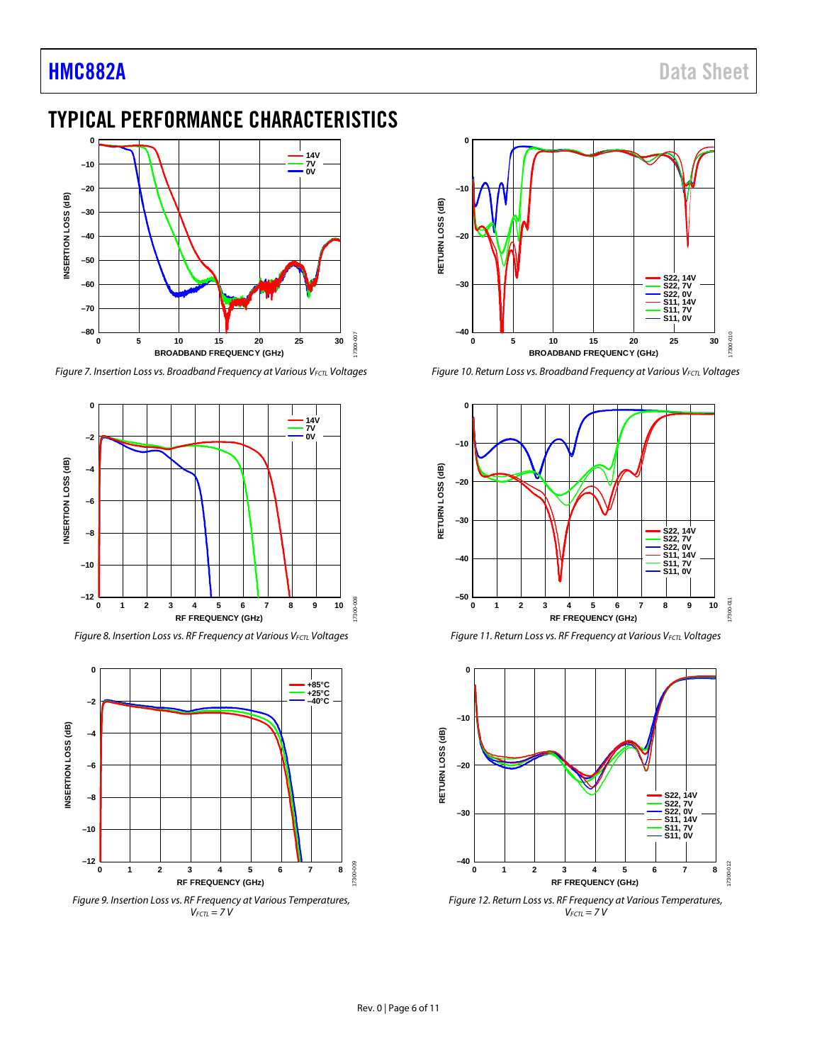## TYPICAL PERFORMANCE CHARACTERISTICS

Figure 7. Insertion Loss vs. Broadband Frequency at Various $V_{FCTL}$ Voltages

Figure 8. Insertion Loss vs. RF Frequency at Various $V_{FCTL}$ Voltages

Figure 9. Insertion Loss vs. RF Frequency at Various Temperatures, $V_{FCTL}$ = 7 V

Figure 10. Return Loss vs. Broadband Frequency at Various $V_{FCTL}$ Voltages

Figure 11. Return Loss vs. RF Frequency at Various $V_{FCTL}$ Voltages

Figure 12. Return Loss vs. RF Frequency at Various Temperatures, $V_{FCTL}$ = 7 V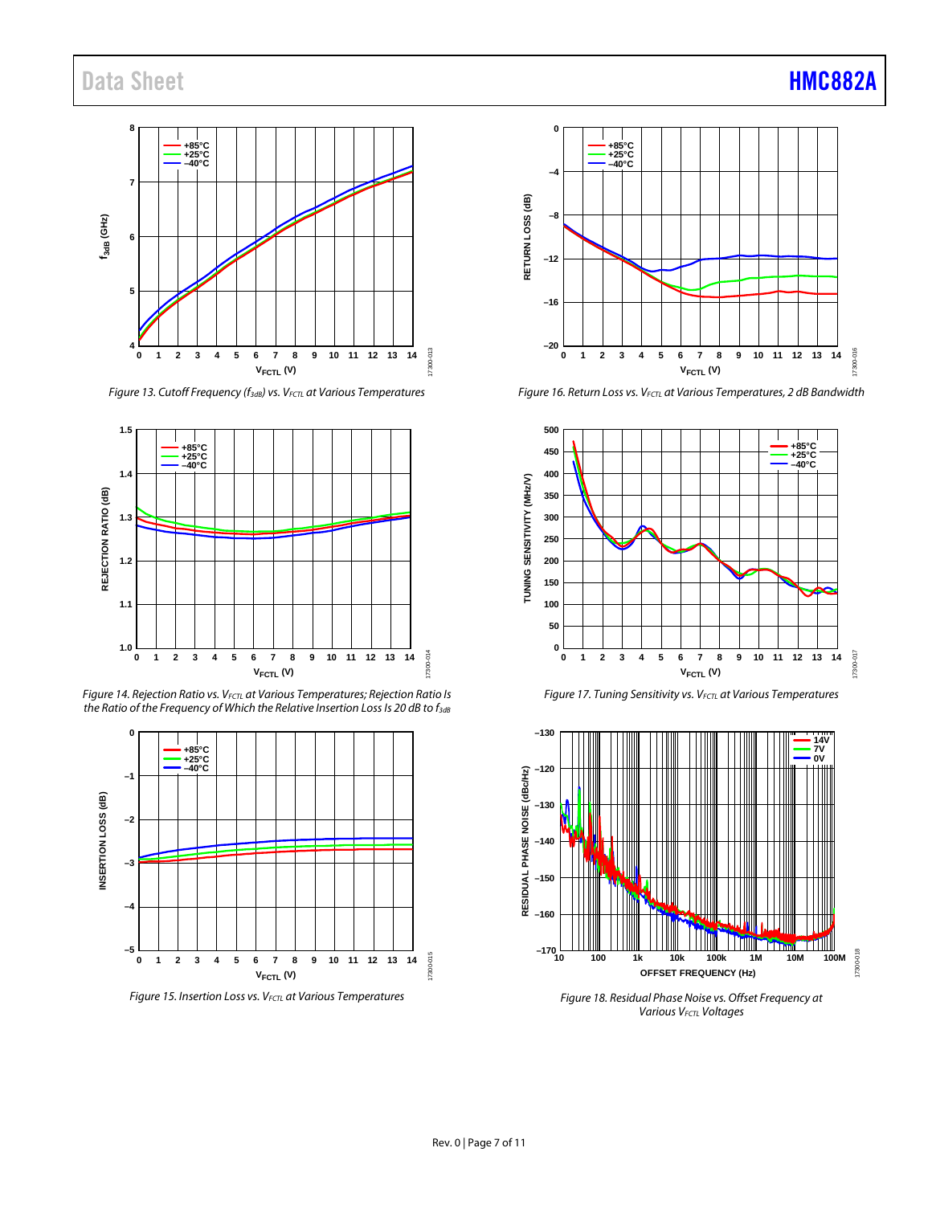Figure 13. Cutoff Frequency ($f_{3dB}$) vs. $V_{FCTL}$ at Various Temperatures

Figure 14. Rejection Ratio vs. $V_{FCTL}$ at Various Temperatures; Rejection Ratio Is the Ratio of the Frequency of Which the Relative Insertion Loss Is 20 dB to $f_{3dB}$

Figure 15. Insertion Loss vs. $V_{FCTL}$ at Various Temperatures

Figure 16. Return Loss vs. $V_{FCTL}$ at Various Temperatures, 2 dB Bandwidth

Figure 17. Tuning Sensitivity vs. $V_{FCTL}$ at Various Temperatures

Figure 18. Residual Phase Noise vs. Offset Frequency at Various $V_{FCTL}$ Voltages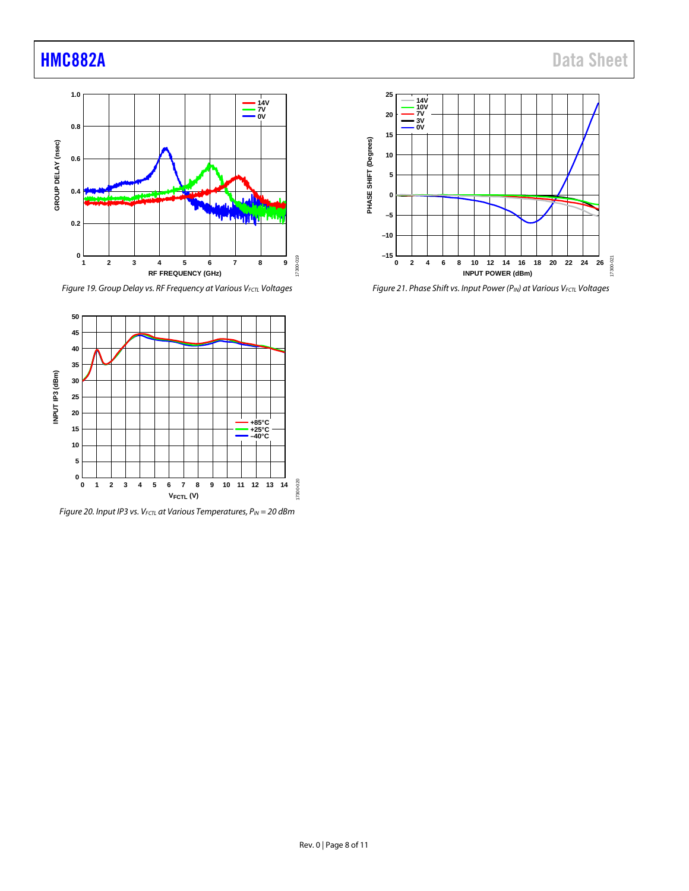Figure 19. Group Delay vs. RF Frequency at Various $V_{FCTL}$ Voltages

Figure 20. Input IP3 vs. $V_{FCTL}$ at Various Temperatures, $P_{IN}$ = 20 dBm

Figure 21. Phase Shift vs. Input Power ($P_{IN}$) at Various $V_{FCTL}$ Voltages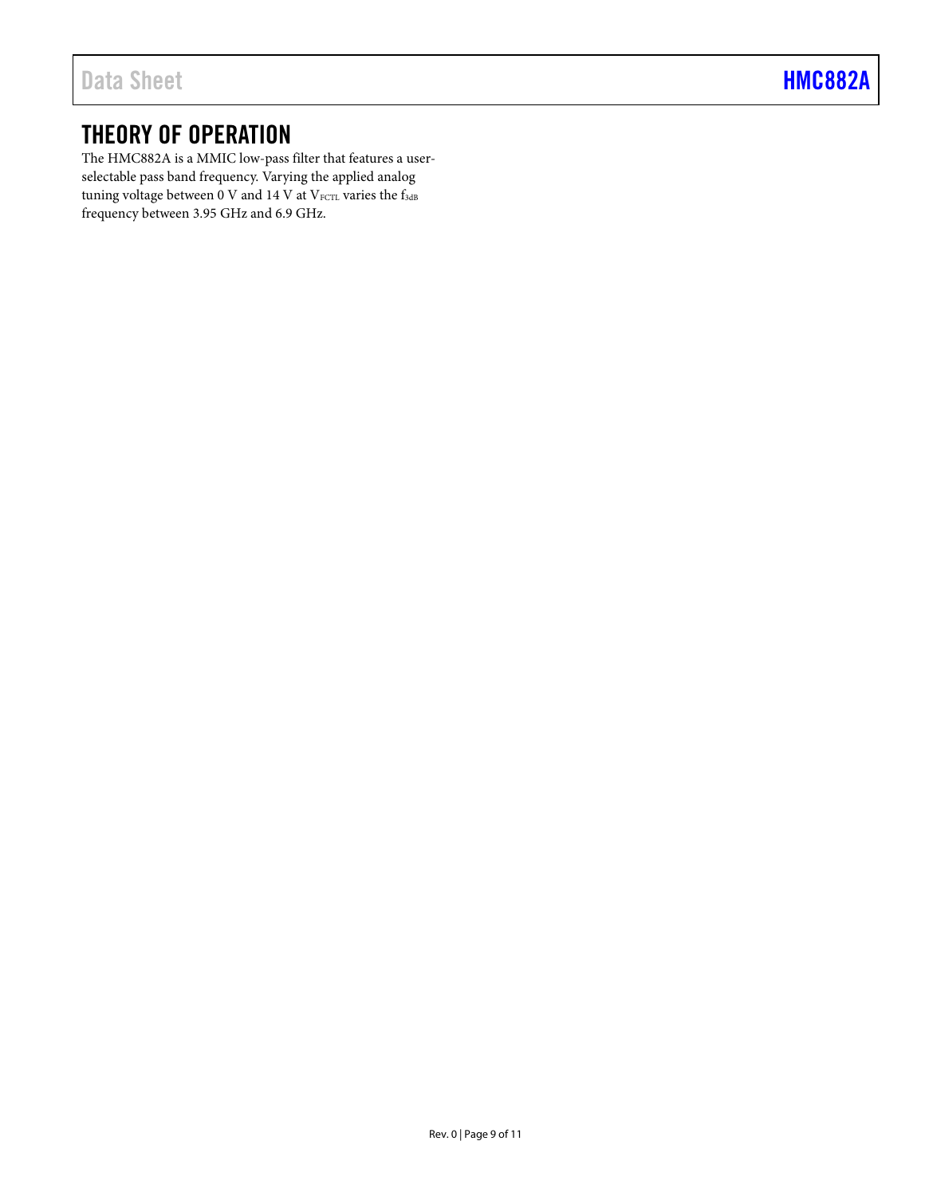# THEORY OF OPERATION

The HMC882A is a MMIC low-pass filter that features a user-selectable pass band frequency. Varying the applied analog tuning voltage between 0 V and 14 V at $V_{FCTL}$ varies the $f_{3dB}$ frequency between 3.95 GHz and 6.9 GHz.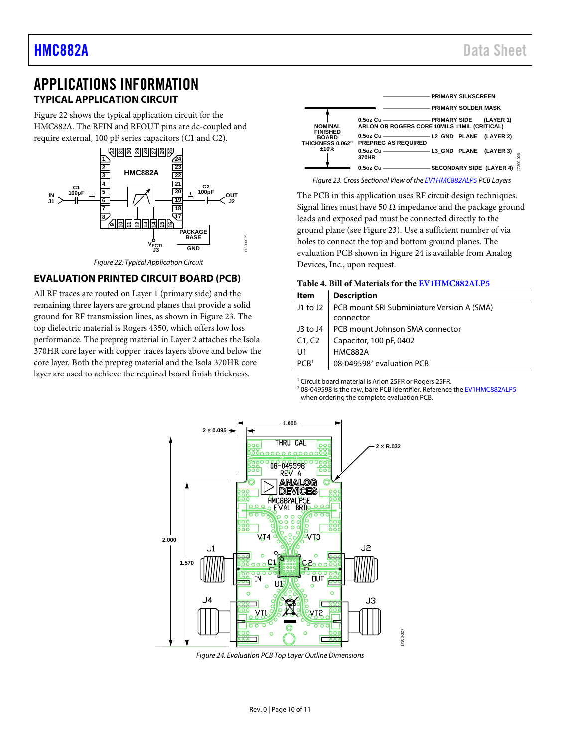# APPLICATIONS INFORMATION

## TYPICAL APPLICATION CIRCUIT

Figure 22 shows the typical application circuit for the HMC882A. The RFIN and RFOUT pins are dc-coupled and require external, 100 pF series capacitors (C1 and C2).

Figure 22. Typical Application Circuit

## EVALUATION PRINTED CIRCUIT BOARD (PCB)

All RF traces are routed on Layer 1 (primary side) and the remaining three layers are ground planes that provide a solid ground for RF transmission lines, as shown in Figure 23. The top dielectric material is Rogers 4350, which offers low loss performance. The prepreg material in Layer 2 attaches the Isola 370HR core layer with copper traces layers above and below the core layer. Both the prepreg material and the Isola 370HR core layer are used to achieve the required board finish thickness.

Figure 23. Cross Sectional View of the EV1HMC882ALP5 PCB Layers

The PCB in this application uses RF circuit design techniques. Signal lines must have 50 Ω impedance and the package ground leads and exposed pad must be connected directly to the ground plane (see Figure 23). Use a sufficient number of via holes to connect the top and bottom ground planes. The evaluation PCB shown in Figure 24 is available from Analog Devices, Inc., upon request.

**Table 4. Bill of Materials for the EV1HMC882ALP5**

| Item | Description |
|---|---|
| J1 to J2 | PCB mount SRI Subminiature Version A (SMA) connector |
| J3 to J4 | PCB mount Johnson SMA connector |
| C1, C2 | Capacitor, 100 pF, 0402 |
| U1 | HMC882A |
| PCB[1] | 08-049598[2] evaluation PCB |

[1] Circuit board material is Arlon 25FR or Rogers 25FR.
[2] 08-049598 is the raw, bare PCB identifier. Reference the EV1HMC882ALP5 when ordering the complete evaluation PCB.

Figure 24. Evaluation PCB Top Layer Outline Dimensions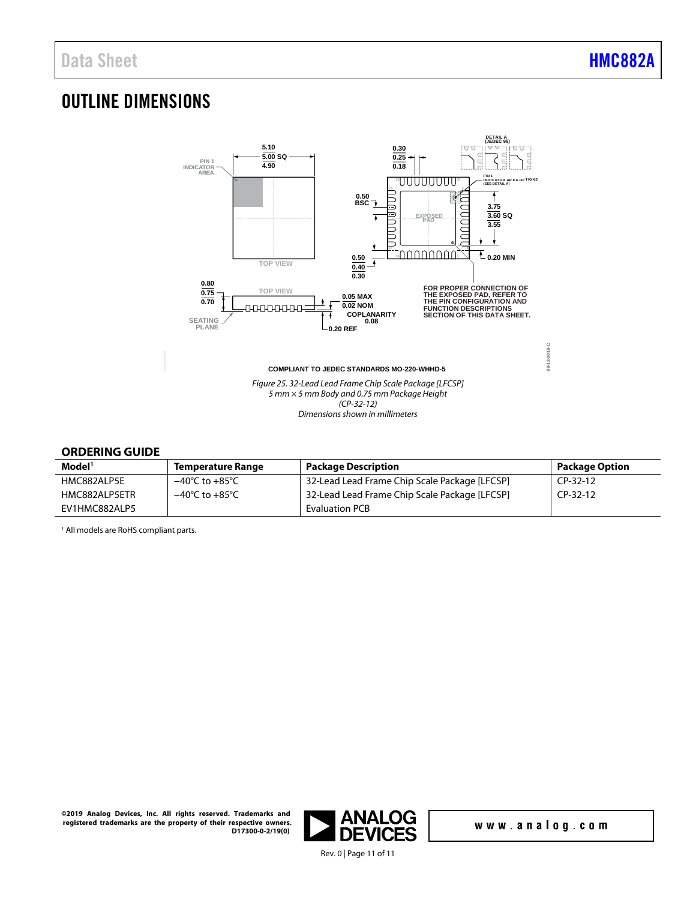## OUTLINE DIMENSIONS

5.10
5.00 SQ
4.90
PIN 1 INDICATOR AREA
TOP VIEW
0.30
0.25
0.18
DETAIL A (JEDEC 95)
PIN 1 INDICATOR AREA OPTIONS (SEE DETAIL A)
0.50 BSC
EXPOSED PAD
3.75
3.60 SQ
3.55
0.50
0.40
0.30
0.20 MIN
0.80
0.75
0.70
TOP VIEW
0.05 MAX
0.02 NOM
COPLANARITY 0.08
SEATING PLANE
0.20 REF
FOR PROPER CONNECTION OF THE EXPOSED PAD, REFER TO THE PIN CONFIGURATION AND FUNCTION DESCRIPTIONS SECTION OF THIS DATA SHEET.
COMPLIANT TO JEDEC STANDARDS MO-220-WHHD-5
09-12-2018-C

*Figure 25. 32-Lead Lead Frame Chip Scale Package [LFCSP]*
*5 mm × 5 mm Body and 0.75 mm Package Height*
*(CP-32-12)*
*Dimensions shown in millimeters*

### ORDERING GUIDE

| Model[1] | Temperature Range | Package Description | Package Option |
|---|---|---|---|
| HMC882ALP5E | −40°C to +85°C | 32-Lead Lead Frame Chip Scale Package [LFCSP] | CP-32-12 |
| HMC882ALP5ETR | −40°C to +85°C | 32-Lead Lead Frame Chip Scale Package [LFCSP] | CP-32-12 |
| EV1HMC882ALP5 | | Evaluation PCB | |

[1] All models are RoHS compliant parts.

**©2019 Analog Devices, Inc. All rights reserved. Trademarks and registered trademarks are the property of their respective owners. D17300-0-2/19(0)**

www.analog.com